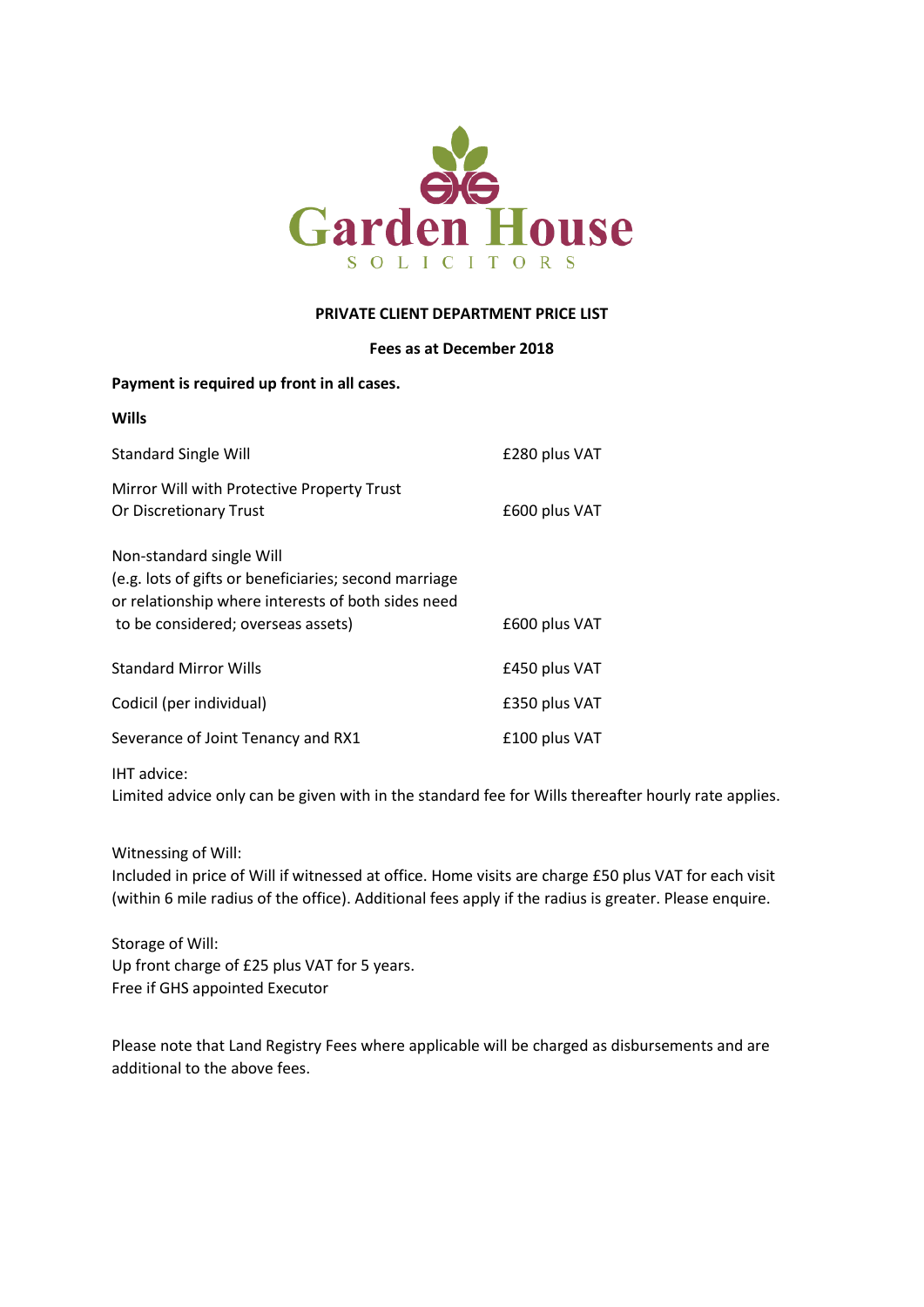Garden House

SOLICITORS

## PRIVATE CLIENT DEPARTMENT PRICE LIST

**Fees as at December 2018**

**Payment is required up front in all cases.**

### Wills

| | |
|---|---|
| Standard Single Will | £280 plus VAT |
| Mirror Will with Protective Property Trust Or Discretionary Trust | £600 plus VAT |
| Non-standard single Will (e.g. lots of gifts or beneficiaries; second marriage or relationship where interests of both sides need to be considered; overseas assets) | £600 plus VAT |
| Standard Mirror Wills | £450 plus VAT |
| Codicil (per individual) | £350 plus VAT |
| Severance of Joint Tenancy and RX1 | £100 plus VAT |

IHT advice:
Limited advice only can be given with in the standard fee for Wills thereafter hourly rate applies.

Witnessing of Will:
Included in price of Will if witnessed at office. Home visits are charge £50 plus VAT for each visit (within 6 mile radius of the office). Additional fees apply if the radius is greater. Please enquire.

Storage of Will:
Up front charge of £25 plus VAT for 5 years.
Free if GHS appointed Executor

Please note that Land Registry Fees where applicable will be charged as disbursements and are additional to the above fees.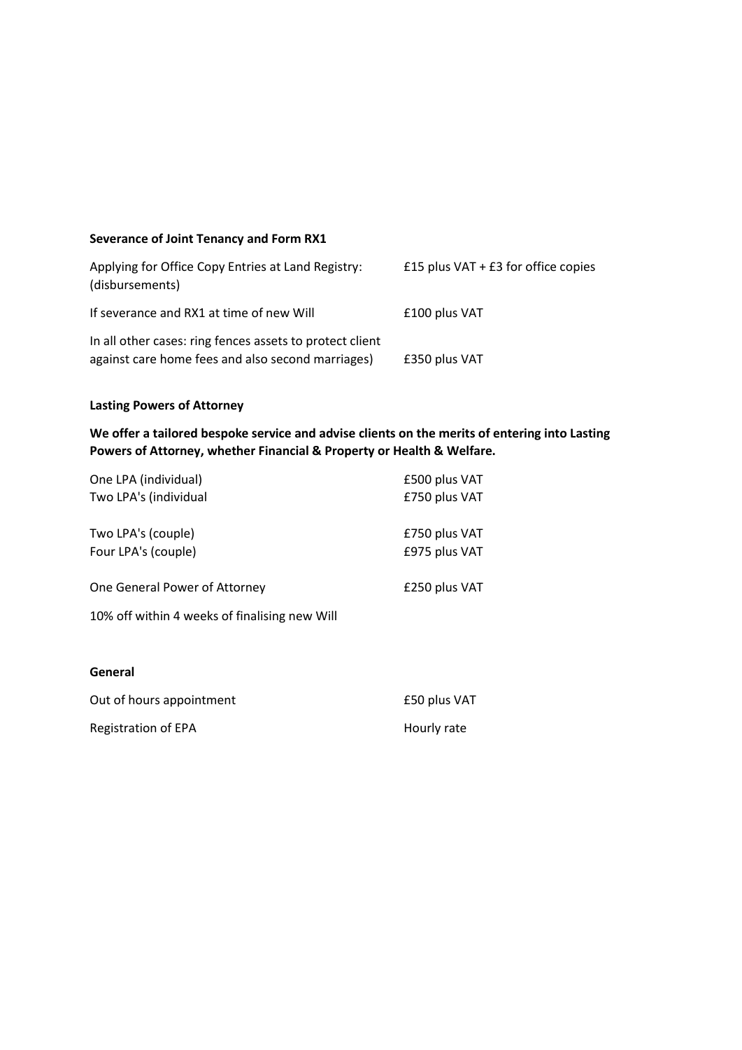**Severance of Joint Tenancy and Form RX1**

| | |
|---|---|
| Applying for Office Copy Entries at Land Registry: (disbursements) | £15 plus VAT + £3 for office copies |
| If severance and RX1 at time of new Will | £100 plus VAT |
| In all other cases: ring fences assets to protect client against care home fees and also second marriages) | £350 plus VAT |

**Lasting Powers of Attorney**

**We offer a tailored bespoke service and advise clients on the merits of entering into Lasting Powers of Attorney, whether Financial & Property or Health & Welfare.**

| | |
|---|---|
| One LPA (individual) | £500 plus VAT |
| Two LPA's (individual | £750 plus VAT |
| Two LPA's (couple) | £750 plus VAT |
| Four LPA's (couple) | £975 plus VAT |
| One General Power of Attorney | £250 plus VAT |

10% off within 4 weeks of finalising new Will

**General**

| | |
|---|---|
| Out of hours appointment | £50 plus VAT |
| Registration of EPA | Hourly rate |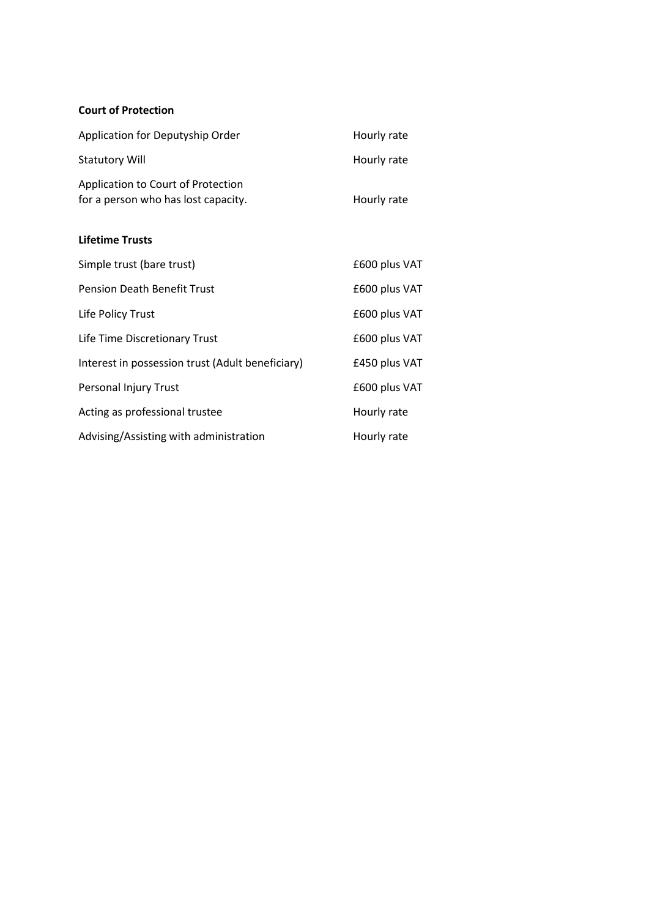**Court of Protection**

| | |
|---|---|
| Application for Deputyship Order | Hourly rate |
| Statutory Will | Hourly rate |
| Application to Court of Protection for a person who has lost capacity. | Hourly rate |

**Lifetime Trusts**

| | |
|---|---|
| Simple trust (bare trust) | £600 plus VAT |
| Pension Death Benefit Trust | £600 plus VAT |
| Life Policy Trust | £600 plus VAT |
| Life Time Discretionary Trust | £600 plus VAT |
| Interest in possession trust (Adult beneficiary) | £450 plus VAT |
| Personal Injury Trust | £600 plus VAT |
| Acting as professional trustee | Hourly rate |
| Advising/Assisting with administration | Hourly rate |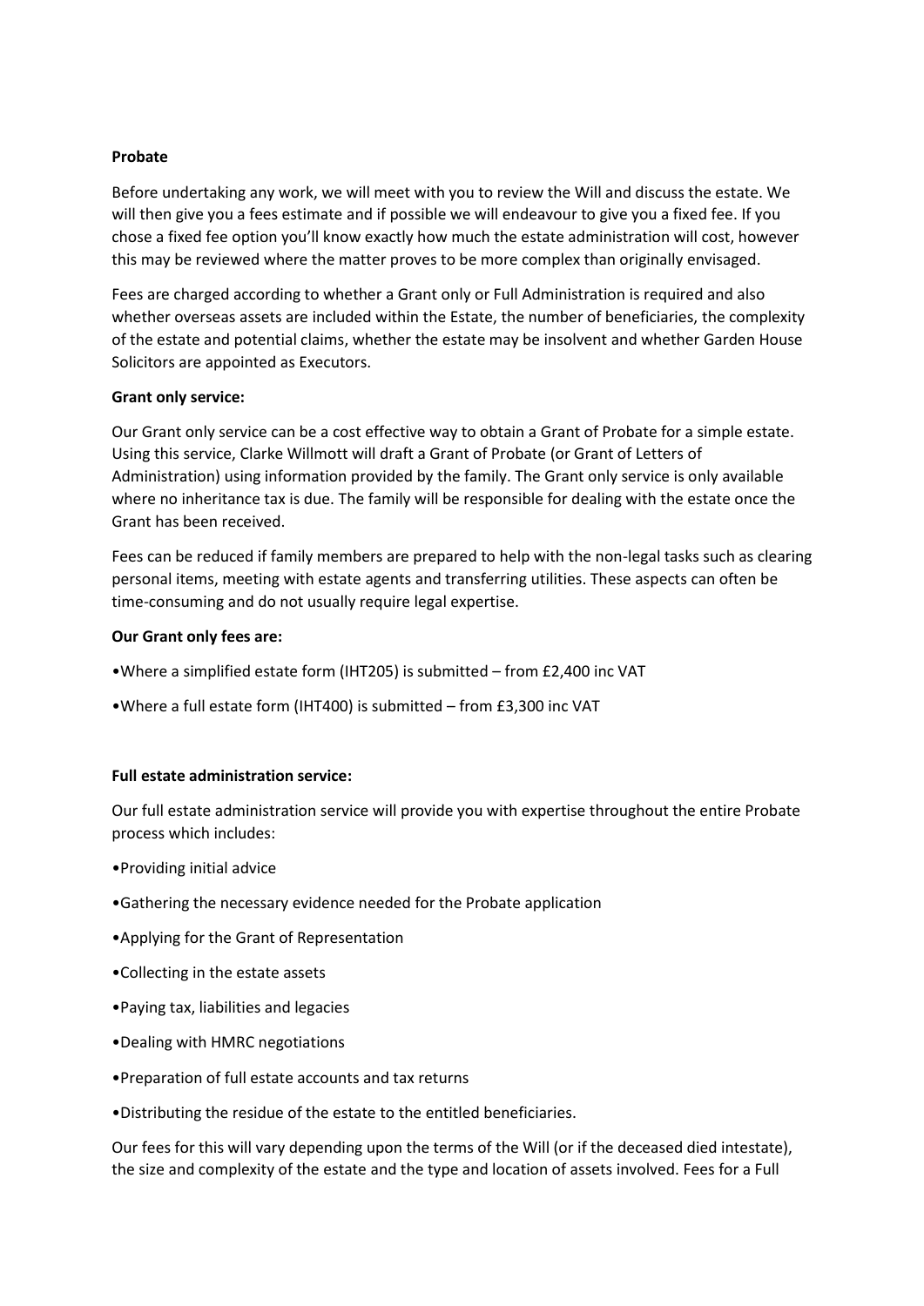**Probate**

Before undertaking any work, we will meet with you to review the Will and discuss the estate. We will then give you a fees estimate and if possible we will endeavour to give you a fixed fee. If you chose a fixed fee option you'll know exactly how much the estate administration will cost, however this may be reviewed where the matter proves to be more complex than originally envisaged.

Fees are charged according to whether a Grant only or Full Administration is required and also whether overseas assets are included within the Estate, the number of beneficiaries, the complexity of the estate and potential claims, whether the estate may be insolvent and whether Garden House Solicitors are appointed as Executors.

**Grant only service:**

Our Grant only service can be a cost effective way to obtain a Grant of Probate for a simple estate. Using this service, Clarke Willmott will draft a Grant of Probate (or Grant of Letters of Administration) using information provided by the family. The Grant only service is only available where no inheritance tax is due. The family will be responsible for dealing with the estate once the Grant has been received.

Fees can be reduced if family members are prepared to help with the non-legal tasks such as clearing personal items, meeting with estate agents and transferring utilities. These aspects can often be time-consuming and do not usually require legal expertise.

**Our Grant only fees are:**

- Where a simplified estate form (IHT205) is submitted – from £2,400 inc VAT
- Where a full estate form (IHT400) is submitted – from £3,300 inc VAT

**Full estate administration service:**

Our full estate administration service will provide you with expertise throughout the entire Probate process which includes:

- Providing initial advice
- Gathering the necessary evidence needed for the Probate application
- Applying for the Grant of Representation
- Collecting in the estate assets
- Paying tax, liabilities and legacies
- Dealing with HMRC negotiations
- Preparation of full estate accounts and tax returns
- Distributing the residue of the estate to the entitled beneficiaries.

Our fees for this will vary depending upon the terms of the Will (or if the deceased died intestate), the size and complexity of the estate and the type and location of assets involved. Fees for a Full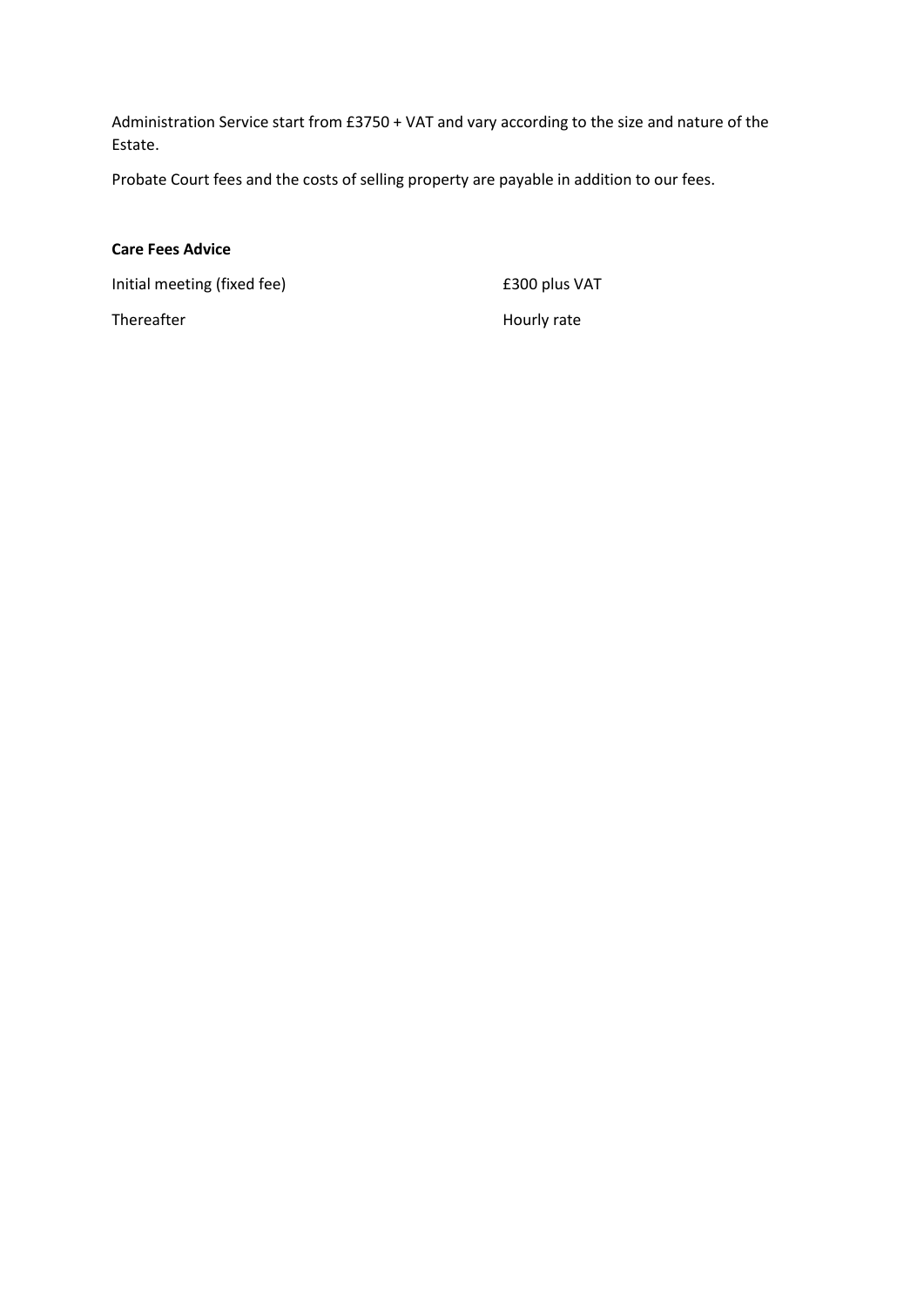Administration Service start from £3750 + VAT and vary according to the size and nature of the Estate.

Probate Court fees and the costs of selling property are payable in addition to our fees.

**Care Fees Advice**

| | |
|---|---|
| Initial meeting (fixed fee) | £300 plus VAT |
| Thereafter | Hourly rate |